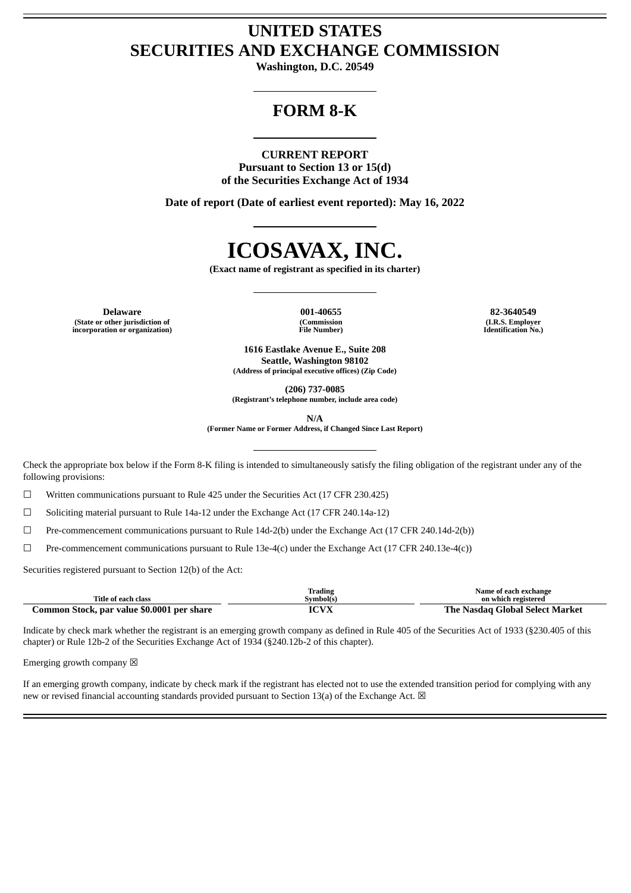# UNITED STATES
# SECURITIES AND EXCHANGE COMMISSION

**Washington, D.C. 20549**

## FORM 8-K

**CURRENT REPORT**
**Pursuant to Section 13 or 15(d)**
**of the Securities Exchange Act of 1934**

**Date of report (Date of earliest event reported): May 16, 2022**

# ICOSAVAX, INC.

**(Exact name of registrant as specified in its charter)**

| **Delaware** | **001-40655** | **82-3640549** |
|---|---|---|
| **(State or other jurisdiction of incorporation or organization)** | **(Commission File Number)** | **(I.R.S. Employer Identification No.)** |

**1616 Eastlake Avenue E., Suite 208**
**Seattle, Washington 98102**
**(Address of principal executive offices) (Zip Code)**

**(206) 737-0085**
**(Registrant's telephone number, include area code)**

**N/A**
**(Former Name or Former Address, if Changed Since Last Report)**

Check the appropriate box below if the Form 8-K filing is intended to simultaneously satisfy the filing obligation of the registrant under any of the following provisions:

☐ Written communications pursuant to Rule 425 under the Securities Act (17 CFR 230.425)

☐ Soliciting material pursuant to Rule 14a-12 under the Exchange Act (17 CFR 240.14a-12)

☐ Pre-commencement communications pursuant to Rule 14d-2(b) under the Exchange Act (17 CFR 240.14d-2(b))

☐ Pre-commencement communications pursuant to Rule 13e-4(c) under the Exchange Act (17 CFR 240.13e-4(c))

Securities registered pursuant to Section 12(b) of the Act:

| Title of each class | Trading Symbol(s) | Name of each exchange on which registered |
|---|---|---|
| **Common Stock, par value $0.0001 per share** | **ICVX** | **The Nasdaq Global Select Market** |

Indicate by check mark whether the registrant is an emerging growth company as defined in Rule 405 of the Securities Act of 1933 (§230.405 of this chapter) or Rule 12b-2 of the Securities Exchange Act of 1934 (§240.12b-2 of this chapter).

Emerging growth company ☒

If an emerging growth company, indicate by check mark if the registrant has elected not to use the extended transition period for complying with any new or revised financial accounting standards provided pursuant to Section 13(a) of the Exchange Act. ☒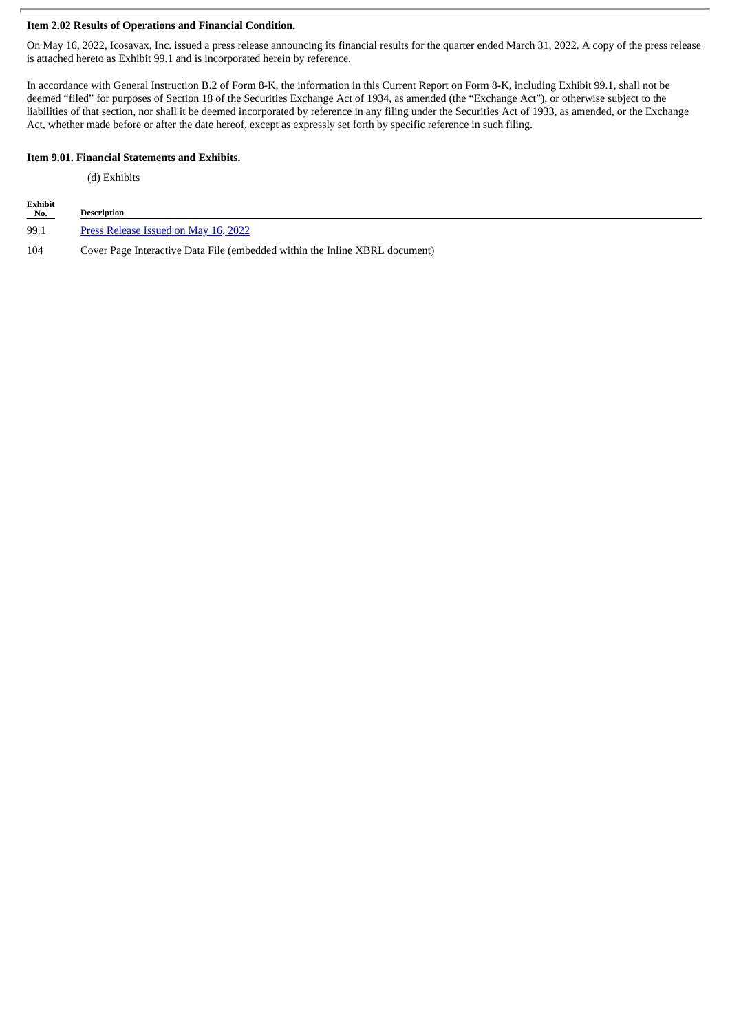**Item 2.02 Results of Operations and Financial Condition.**

On May 16, 2022, Icosavax, Inc. issued a press release announcing its financial results for the quarter ended March 31, 2022. A copy of the press release is attached hereto as Exhibit 99.1 and is incorporated herein by reference.

In accordance with General Instruction B.2 of Form 8-K, the information in this Current Report on Form 8-K, including Exhibit 99.1, shall not be deemed "filed" for purposes of Section 18 of the Securities Exchange Act of 1934, as amended (the "Exchange Act"), or otherwise subject to the liabilities of that section, nor shall it be deemed incorporated by reference in any filing under the Securities Act of 1933, as amended, or the Exchange Act, whether made before or after the date hereof, except as expressly set forth by specific reference in such filing.

**Item 9.01. Financial Statements and Exhibits.**

(d) Exhibits

| Exhibit No. | Description |
|---|---|
| 99.1 | Press Release Issued on May 16, 2022 |
| 104 | Cover Page Interactive Data File (embedded within the Inline XBRL document) |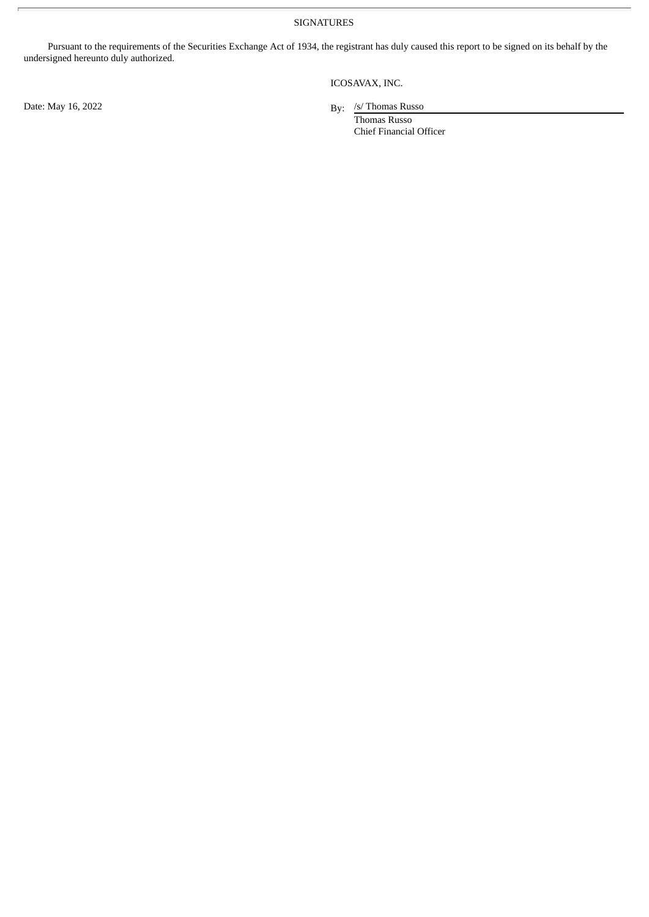SIGNATURES

Pursuant to the requirements of the Securities Exchange Act of 1934, the registrant has duly caused this report to be signed on its behalf by the undersigned hereunto duly authorized.

ICOSAVAX, INC.

Date: May 16, 2022

By: /s/ Thomas Russo
Thomas Russo
Chief Financial Officer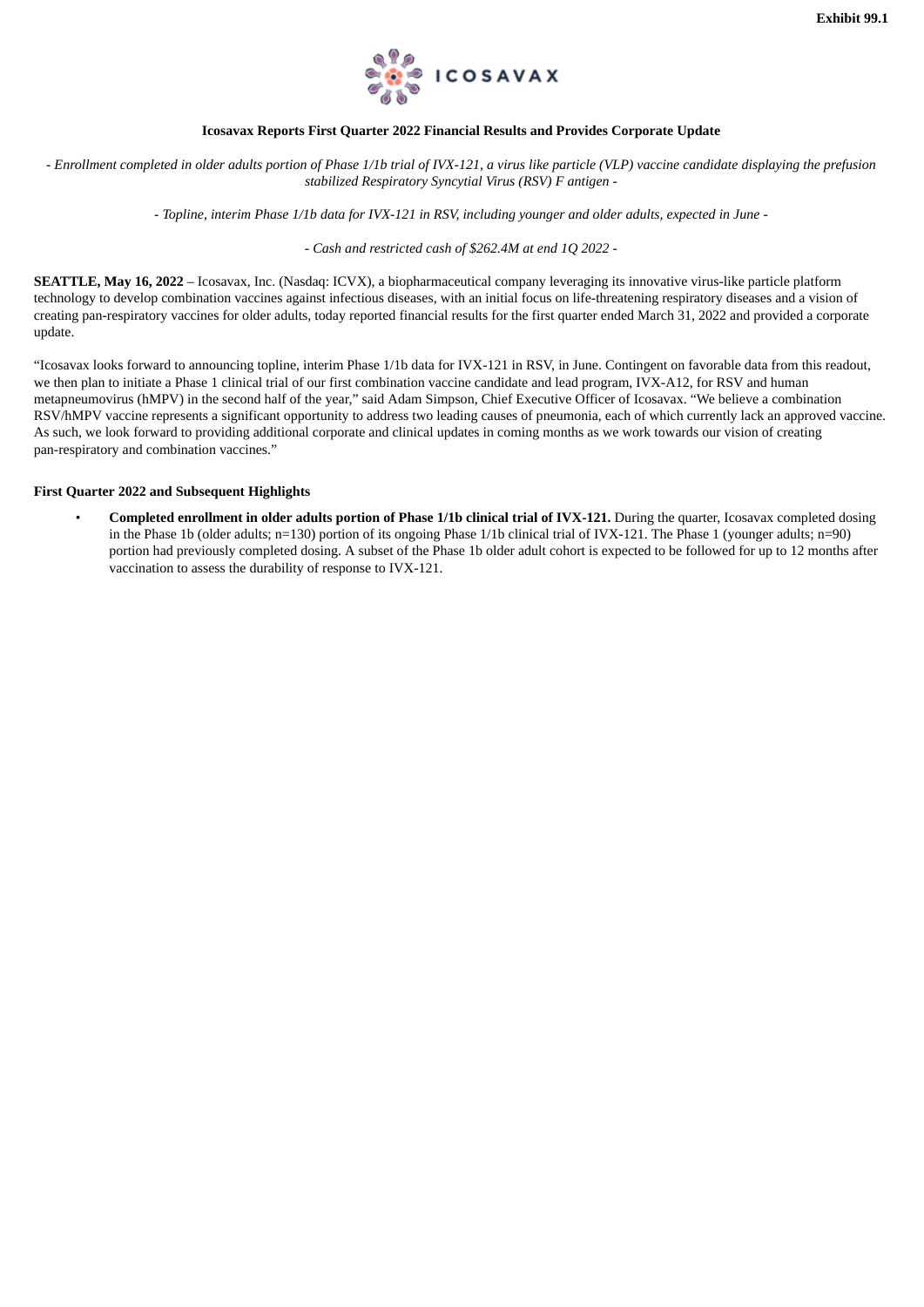Exhibit 99.1

**Icosavax Reports First Quarter 2022 Financial Results and Provides Corporate Update**

*- Enrollment completed in older adults portion of Phase 1/1b trial of IVX-121, a virus like particle (VLP) vaccine candidate displaying the prefusion stabilized Respiratory Syncytial Virus (RSV) F antigen -*

*- Topline, interim Phase 1/1b data for IVX-121 in RSV, including younger and older adults, expected in June -*

*- Cash and restricted cash of $262.4M at end 1Q 2022 -*

**SEATTLE, May 16, 2022** – Icosavax, Inc. (Nasdaq: ICVX), a biopharmaceutical company leveraging its innovative virus-like particle platform technology to develop combination vaccines against infectious diseases, with an initial focus on life-threatening respiratory diseases and a vision of creating pan-respiratory vaccines for older adults, today reported financial results for the first quarter ended March 31, 2022 and provided a corporate update.

"Icosavax looks forward to announcing topline, interim Phase 1/1b data for IVX-121 in RSV, in June. Contingent on favorable data from this readout, we then plan to initiate a Phase 1 clinical trial of our first combination vaccine candidate and lead program, IVX-A12, for RSV and human metapneumovirus (hMPV) in the second half of the year," said Adam Simpson, Chief Executive Officer of Icosavax. "We believe a combination RSV/hMPV vaccine represents a significant opportunity to address two leading causes of pneumonia, each of which currently lack an approved vaccine. As such, we look forward to providing additional corporate and clinical updates in coming months as we work towards our vision of creating pan-respiratory and combination vaccines."

**First Quarter 2022 and Subsequent Highlights**

- **Completed enrollment in older adults portion of Phase 1/1b clinical trial of IVX-121.** During the quarter, Icosavax completed dosing in the Phase 1b (older adults; n=130) portion of its ongoing Phase 1/1b clinical trial of IVX-121. The Phase 1 (younger adults; n=90) portion had previously completed dosing. A subset of the Phase 1b older adult cohort is expected to be followed for up to 12 months after vaccination to assess the durability of response to IVX-121.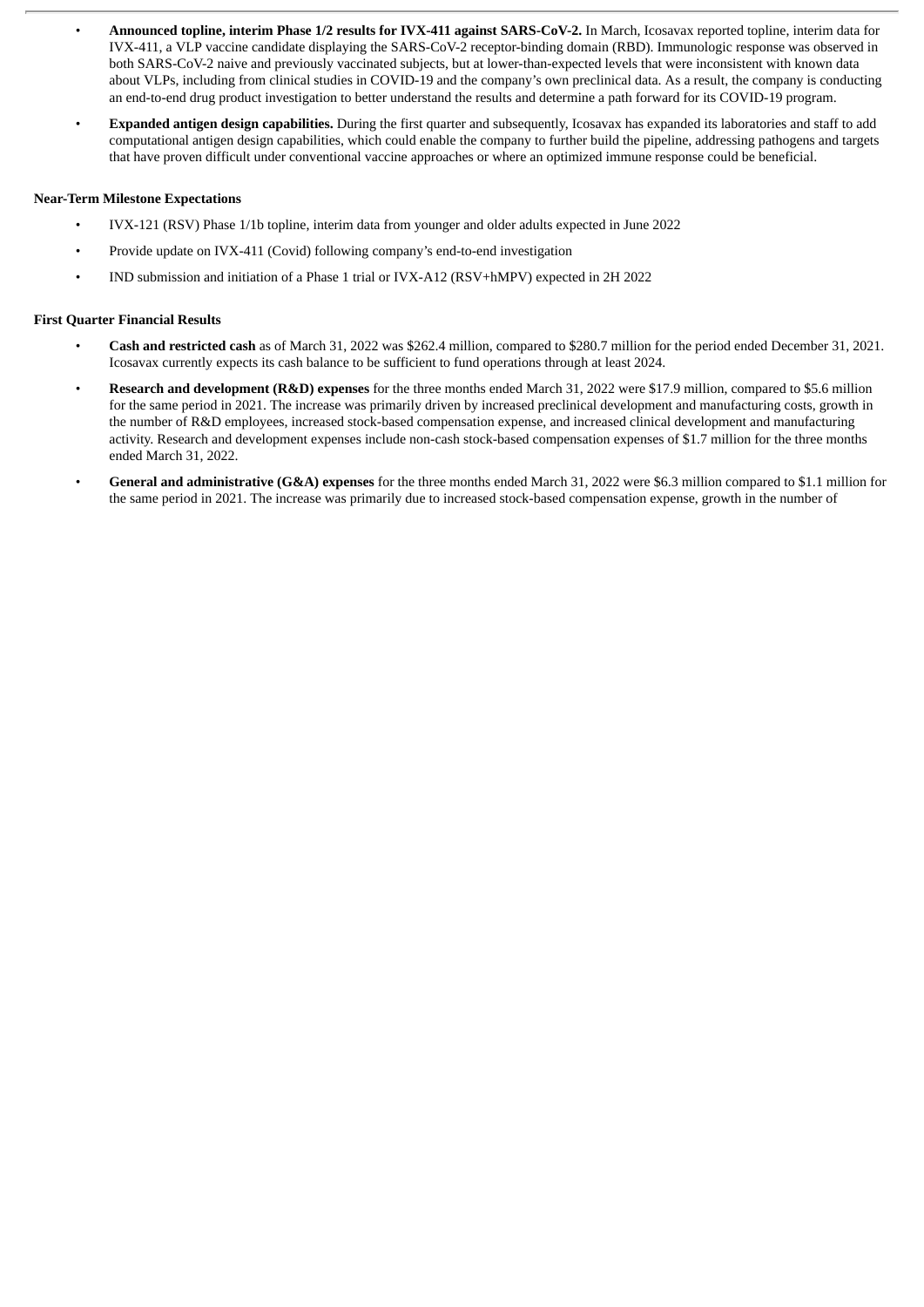- **Announced topline, interim Phase 1/2 results for IVX-411 against SARS-CoV-2.** In March, Icosavax reported topline, interim data for IVX-411, a VLP vaccine candidate displaying the SARS-CoV-2 receptor-binding domain (RBD). Immunologic response was observed in both SARS-CoV-2 naive and previously vaccinated subjects, but at lower-than-expected levels that were inconsistent with known data about VLPs, including from clinical studies in COVID-19 and the company's own preclinical data. As a result, the company is conducting an end-to-end drug product investigation to better understand the results and determine a path forward for its COVID-19 program.
- **Expanded antigen design capabilities.** During the first quarter and subsequently, Icosavax has expanded its laboratories and staff to add computational antigen design capabilities, which could enable the company to further build the pipeline, addressing pathogens and targets that have proven difficult under conventional vaccine approaches or where an optimized immune response could be beneficial.

**Near-Term Milestone Expectations**

- IVX-121 (RSV) Phase 1/1b topline, interim data from younger and older adults expected in June 2022
- Provide update on IVX-411 (Covid) following company's end-to-end investigation
- IND submission and initiation of a Phase 1 trial or IVX-A12 (RSV+hMPV) expected in 2H 2022

**First Quarter Financial Results**

- **Cash and restricted cash** as of March 31, 2022 was $262.4 million, compared to $280.7 million for the period ended December 31, 2021. Icosavax currently expects its cash balance to be sufficient to fund operations through at least 2024.
- **Research and development (R&D) expenses** for the three months ended March 31, 2022 were $17.9 million, compared to $5.6 million for the same period in 2021. The increase was primarily driven by increased preclinical development and manufacturing costs, growth in the number of R&D employees, increased stock-based compensation expense, and increased clinical development and manufacturing activity. Research and development expenses include non-cash stock-based compensation expenses of $1.7 million for the three months ended March 31, 2022.
- **General and administrative (G&A) expenses** for the three months ended March 31, 2022 were $6.3 million compared to $1.1 million for the same period in 2021. The increase was primarily due to increased stock-based compensation expense, growth in the number of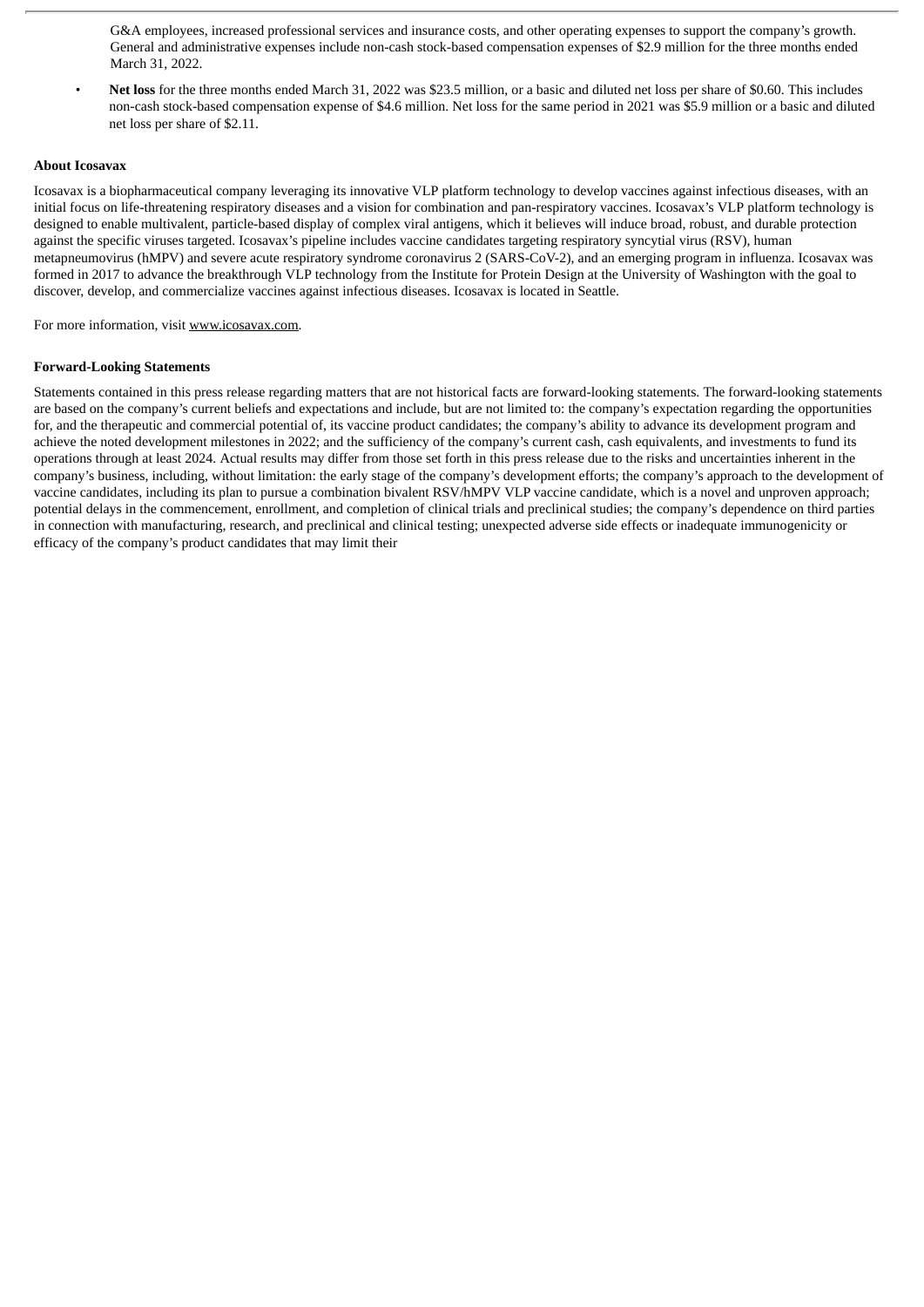G&A employees, increased professional services and insurance costs, and other operating expenses to support the company's growth. General and administrative expenses include non-cash stock-based compensation expenses of $2.9 million for the three months ended March 31, 2022.

- **Net loss** for the three months ended March 31, 2022 was $23.5 million, or a basic and diluted net loss per share of $0.60. This includes non-cash stock-based compensation expense of $4.6 million. Net loss for the same period in 2021 was $5.9 million or a basic and diluted net loss per share of $2.11.

**About Icosavax**

Icosavax is a biopharmaceutical company leveraging its innovative VLP platform technology to develop vaccines against infectious diseases, with an initial focus on life-threatening respiratory diseases and a vision for combination and pan-respiratory vaccines. Icosavax's VLP platform technology is designed to enable multivalent, particle-based display of complex viral antigens, which it believes will induce broad, robust, and durable protection against the specific viruses targeted. Icosavax's pipeline includes vaccine candidates targeting respiratory syncytial virus (RSV), human metapneumovirus (hMPV) and severe acute respiratory syndrome coronavirus 2 (SARS-CoV-2), and an emerging program in influenza. Icosavax was formed in 2017 to advance the breakthrough VLP technology from the Institute for Protein Design at the University of Washington with the goal to discover, develop, and commercialize vaccines against infectious diseases. Icosavax is located in Seattle.

For more information, visit www.icosavax.com.

**Forward-Looking Statements**

Statements contained in this press release regarding matters that are not historical facts are forward-looking statements. The forward-looking statements are based on the company's current beliefs and expectations and include, but are not limited to: the company's expectation regarding the opportunities for, and the therapeutic and commercial potential of, its vaccine product candidates; the company's ability to advance its development program and achieve the noted development milestones in 2022; and the sufficiency of the company's current cash, cash equivalents, and investments to fund its operations through at least 2024. Actual results may differ from those set forth in this press release due to the risks and uncertainties inherent in the company's business, including, without limitation: the early stage of the company's development efforts; the company's approach to the development of vaccine candidates, including its plan to pursue a combination bivalent RSV/hMPV VLP vaccine candidate, which is a novel and unproven approach; potential delays in the commencement, enrollment, and completion of clinical trials and preclinical studies; the company's dependence on third parties in connection with manufacturing, research, and preclinical and clinical testing; unexpected adverse side effects or inadequate immunogenicity or efficacy of the company's product candidates that may limit their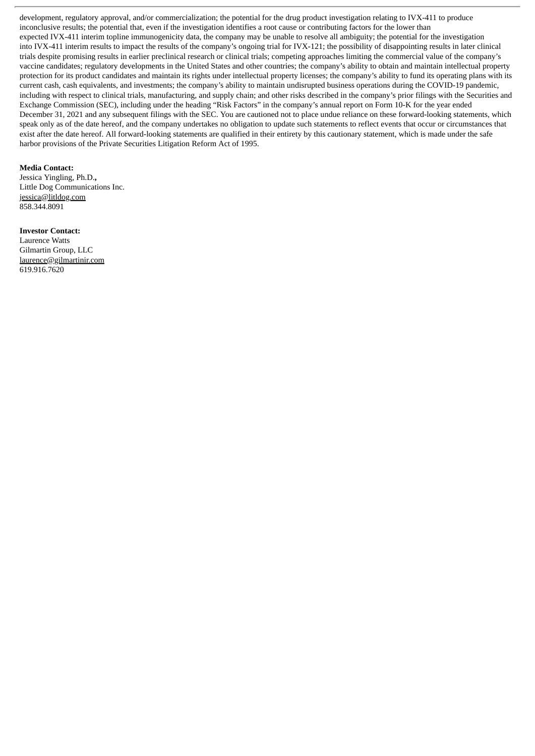development, regulatory approval, and/or commercialization; the potential for the drug product investigation relating to IVX-411 to produce inconclusive results; the potential that, even if the investigation identifies a root cause or contributing factors for the lower than expected IVX-411 interim topline immunogenicity data, the company may be unable to resolve all ambiguity; the potential for the investigation into IVX-411 interim results to impact the results of the company's ongoing trial for IVX-121; the possibility of disappointing results in later clinical trials despite promising results in earlier preclinical research or clinical trials; competing approaches limiting the commercial value of the company's vaccine candidates; regulatory developments in the United States and other countries; the company's ability to obtain and maintain intellectual property protection for its product candidates and maintain its rights under intellectual property licenses; the company's ability to fund its operating plans with its current cash, cash equivalents, and investments; the company's ability to maintain undisrupted business operations during the COVID-19 pandemic, including with respect to clinical trials, manufacturing, and supply chain; and other risks described in the company's prior filings with the Securities and Exchange Commission (SEC), including under the heading "Risk Factors" in the company's annual report on Form 10-K for the year ended December 31, 2021 and any subsequent filings with the SEC. You are cautioned not to place undue reliance on these forward-looking statements, which speak only as of the date hereof, and the company undertakes no obligation to update such statements to reflect events that occur or circumstances that exist after the date hereof. All forward-looking statements are qualified in their entirety by this cautionary statement, which is made under the safe harbor provisions of the Private Securities Litigation Reform Act of 1995.

**Media Contact:**
Jessica Yingling, Ph.D.,
Little Dog Communications Inc.
jessica@litldog.com
858.344.8091

**Investor Contact:**
Laurence Watts
Gilmartin Group, LLC
laurence@gilmartinir.com
619.916.7620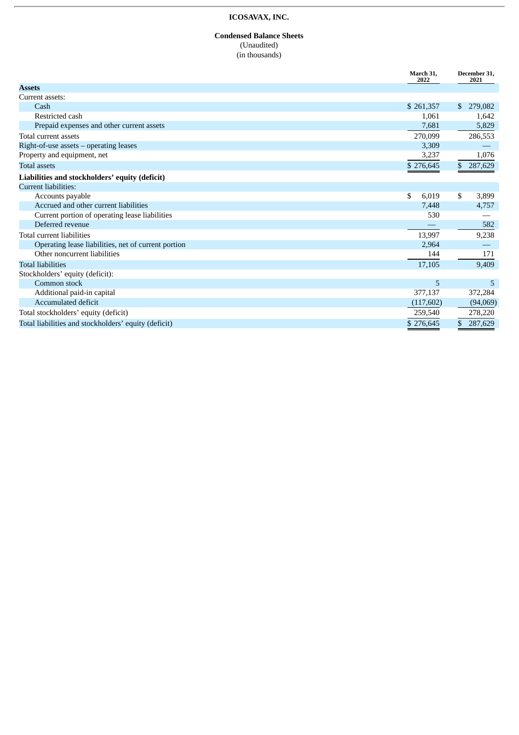**ICOSAVAX, INC.**

**Condensed Balance Sheets**
(Unaudited)
(in thousands)

| | March 31, 2022 | December 31, 2021 |
|---|---|---|
| **Assets** | | |
| Current assets: | | |
| Cash | $ 261,357 | $ 279,082 |
| Restricted cash | 1,061 | 1,642 |
| Prepaid expenses and other current assets | 7,681 | 5,829 |
| Total current assets | 270,099 | 286,553 |
| Right-of-use assets – operating leases | 3,309 | — |
| Property and equipment, net | 3,237 | 1,076 |
| Total assets | $ 276,645 | $ 287,629 |
| **Liabilities and stockholders' equity (deficit)** | | |
| Current liabilities: | | |
| Accounts payable | $ 6,019 | $ 3,899 |
| Accrued and other current liabilities | 7,448 | 4,757 |
| Current portion of operating lease liabilities | 530 | — |
| Deferred revenue | — | 582 |
| Total current liabilities | 13,997 | 9,238 |
| Operating lease liabilities, net of current portion | 2,964 | — |
| Other noncurrent liabilities | 144 | 171 |
| Total liabilities | 17,105 | 9,409 |
| Stockholders' equity (deficit): | | |
| Common stock | 5 | 5 |
| Additional paid-in capital | 377,137 | 372,284 |
| Accumulated deficit | (117,602) | (94,069) |
| Total stockholders' equity (deficit) | 259,540 | 278,220 |
| Total liabilities and stockholders' equity (deficit) | $ 276,645 | $ 287,629 |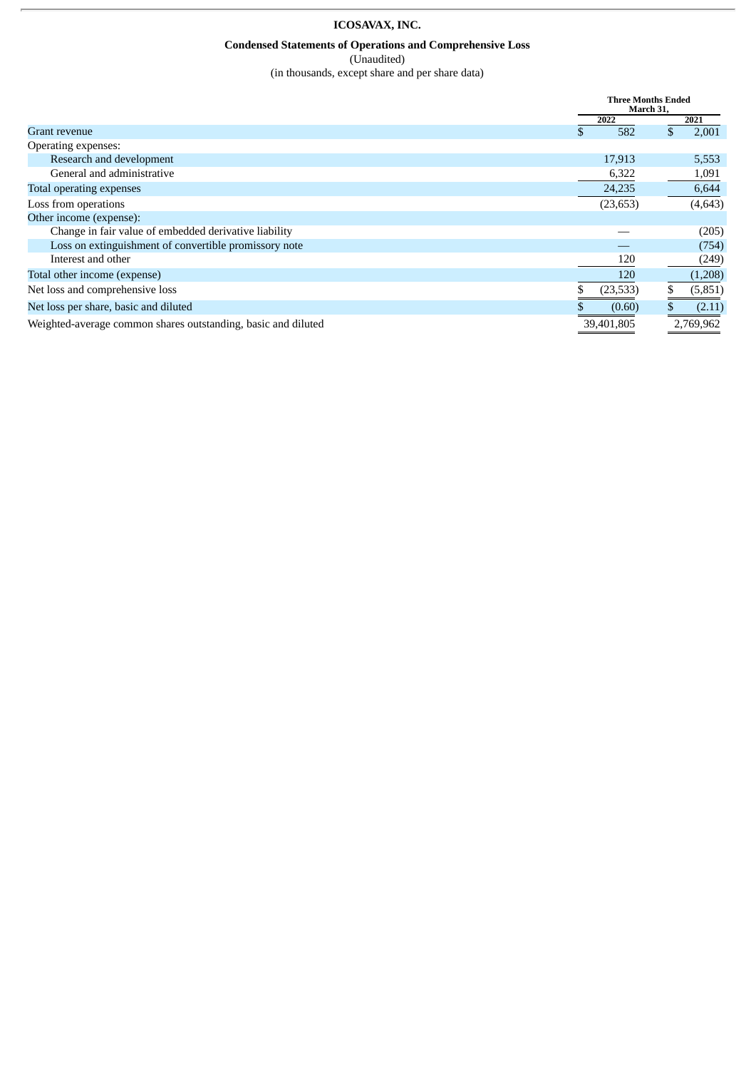# ICOSAVAX, INC.

## Condensed Statements of Operations and Comprehensive Loss

(Unaudited)

(in thousands, except share and per share data)

| | Three Months Ended March 31, | |
|---|---|---|
| | 2022 | 2021 |
| Grant revenue | $ 582 | $ 2,001 |
| Operating expenses: | | |
| Research and development | 17,913 | 5,553 |
| General and administrative | 6,322 | 1,091 |
| Total operating expenses | 24,235 | 6,644 |
| Loss from operations | (23,653) | (4,643) |
| Other income (expense): | | |
| Change in fair value of embedded derivative liability | — | (205) |
| Loss on extinguishment of convertible promissory note | — | (754) |
| Interest and other | 120 | (249) |
| Total other income (expense) | 120 | (1,208) |
| Net loss and comprehensive loss | $ (23,533) | $ (5,851) |
| Net loss per share, basic and diluted | $ (0.60) | $ (2.11) |
| Weighted-average common shares outstanding, basic and diluted | 39,401,805 | 2,769,962 |